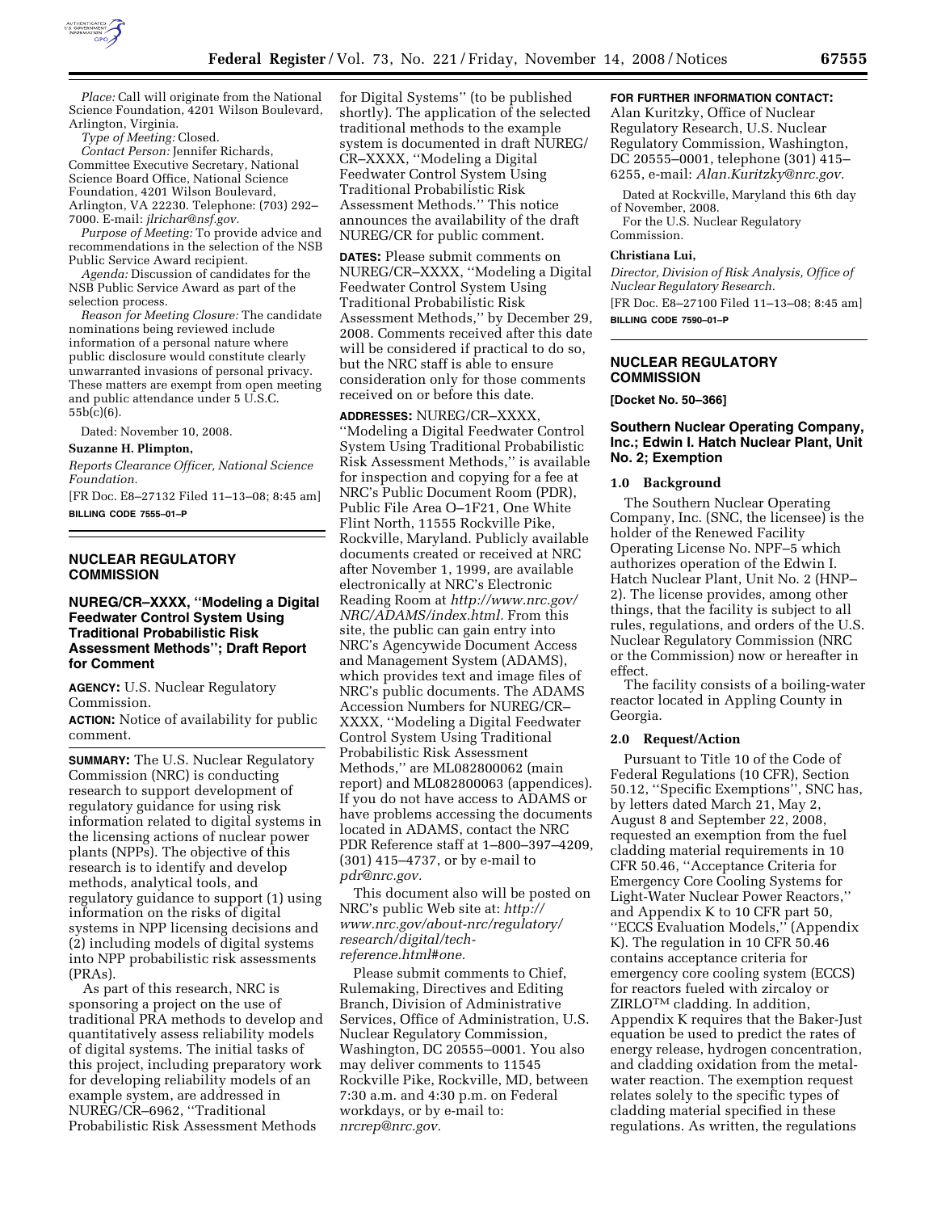*Place:* Call will originate from the National Science Foundation, 4201 Wilson Boulevard, Arlington, Virginia.

*Type of Meeting:* Closed.

*Contact Person:* Jennifer Richards, Committee Executive Secretary, National Science Board Office, National Science Foundation, 4201 Wilson Boulevard, Arlington, VA 22230. Telephone: (703) 292–7000. E-mail: *jlrichar@nsf.gov.*

*Purpose of Meeting:* To provide advice and recommendations in the selection of the NSB Public Service Award recipient.

*Agenda:* Discussion of candidates for the NSB Public Service Award as part of the selection process.

*Reason for Meeting Closure:* The candidate nominations being reviewed include information of a personal nature where public disclosure would constitute clearly unwarranted invasions of personal privacy. These matters are exempt from open meeting and public attendance under 5 U.S.C. 55b(c)(6).

Dated: November 10, 2008.

**Suzanne H. Plimpton,**

*Reports Clearance Officer, National Science Foundation.*

[FR Doc. E8–27132 Filed 11–13–08; 8:45 am]

**BILLING CODE 7555–01–P**

## NUCLEAR REGULATORY COMMISSION

### NUREG/CR–XXXX, ''Modeling a Digital Feedwater Control System Using Traditional Probabilistic Risk Assessment Methods''; Draft Report for Comment

**AGENCY:** U.S. Nuclear Regulatory Commission.

**ACTION:** Notice of availability for public comment.

**SUMMARY:** The U.S. Nuclear Regulatory Commission (NRC) is conducting research to support development of regulatory guidance for using risk information related to digital systems in the licensing actions of nuclear power plants (NPPs). The objective of this research is to identify and develop methods, analytical tools, and regulatory guidance to support (1) using information on the risks of digital systems in NPP licensing decisions and (2) including models of digital systems into NPP probabilistic risk assessments (PRAs).

As part of this research, NRC is sponsoring a project on the use of traditional PRA methods to develop and quantitatively assess reliability models of digital systems. The initial tasks of this project, including preparatory work for developing reliability models of an example system, are addressed in NUREG/CR–6962, ''Traditional Probabilistic Risk Assessment Methods for Digital Systems'' (to be published shortly). The application of the selected traditional methods to the example system is documented in draft NUREG/CR–XXXX, ''Modeling a Digital Feedwater Control System Using Traditional Probabilistic Risk Assessment Methods.'' This notice announces the availability of the draft NUREG/CR for public comment.

**DATES:** Please submit comments on NUREG/CR–XXXX, ''Modeling a Digital Feedwater Control System Using Traditional Probabilistic Risk Assessment Methods,'' by December 29, 2008. Comments received after this date will be considered if practical to do so, but the NRC staff is able to ensure consideration only for those comments received on or before this date.

**ADDRESSES:** NUREG/CR–XXXX, ''Modeling a Digital Feedwater Control System Using Traditional Probabilistic Risk Assessment Methods,'' is available for inspection and copying for a fee at NRC's Public Document Room (PDR), Public File Area O–1F21, One White Flint North, 11555 Rockville Pike, Rockville, Maryland. Publicly available documents created or received at NRC after November 1, 1999, are available electronically at NRC's Electronic Reading Room at *http://www.nrc.gov/NRC/ADAMS/index.html.* From this site, the public can gain entry into NRC's Agencywide Document Access and Management System (ADAMS), which provides text and image files of NRC's public documents. The ADAMS Accession Numbers for NUREG/CR–XXXX, ''Modeling a Digital Feedwater Control System Using Traditional Probabilistic Risk Assessment Methods,'' are ML082800062 (main report) and ML082800063 (appendices). If you do not have access to ADAMS or have problems accessing the documents located in ADAMS, contact the NRC PDR Reference staff at 1–800–397–4209, (301) 415–4737, or by e-mail to *pdr@nrc.gov.*

This document also will be posted on NRC's public Web site at: *http://www.nrc.gov/about-nrc/regulatory/research/digital/tech-reference.html#one.*

Please submit comments to Chief, Rulemaking, Directives and Editing Branch, Division of Administrative Services, Office of Administration, U.S. Nuclear Regulatory Commission, Washington, DC 20555–0001. You also may deliver comments to 11545 Rockville Pike, Rockville, MD, between 7:30 a.m. and 4:30 p.m. on Federal workdays, or by e-mail to: *nrcrep@nrc.gov.*

**FOR FURTHER INFORMATION CONTACT:** Alan Kuritzky, Office of Nuclear Regulatory Research, U.S. Nuclear Regulatory Commission, Washington, DC 20555–0001, telephone (301) 415–6255, e-mail: *Alan.Kuritzky@nrc.gov.*

Dated at Rockville, Maryland this 6th day of November, 2008.

For the U.S. Nuclear Regulatory Commission.

**Christiana Lui,**

*Director, Division of Risk Analysis, Office of Nuclear Regulatory Research.*

[FR Doc. E8–27100 Filed 11–13–08; 8:45 am]

**BILLING CODE 7590–01–P**

## NUCLEAR REGULATORY COMMISSION

**[Docket No. 50–366]**

### Southern Nuclear Operating Company, Inc.; Edwin I. Hatch Nuclear Plant, Unit No. 2; Exemption

#### 1.0 Background

The Southern Nuclear Operating Company, Inc. (SNC, the licensee) is the holder of the Renewed Facility Operating License No. NPF–5 which authorizes operation of the Edwin I. Hatch Nuclear Plant, Unit No. 2 (HNP–2). The license provides, among other things, that the facility is subject to all rules, regulations, and orders of the U.S. Nuclear Regulatory Commission (NRC or the Commission) now or hereafter in effect.

The facility consists of a boiling-water reactor located in Appling County in Georgia.

#### 2.0 Request/Action

Pursuant to Title 10 of the Code of Federal Regulations (10 CFR), Section 50.12, ''Specific Exemptions'', SNC has, by letters dated March 21, May 2, August 8 and September 22, 2008, requested an exemption from the fuel cladding material requirements in 10 CFR 50.46, ''Acceptance Criteria for Emergency Core Cooling Systems for Light-Water Nuclear Power Reactors,'' and Appendix K to 10 CFR part 50, ''ECCS Evaluation Models,'' (Appendix K). The regulation in 10 CFR 50.46 contains acceptance criteria for emergency core cooling system (ECCS) for reactors fueled with zircaloy or ZIRLO™ cladding. In addition, Appendix K requires that the Baker-Just equation be used to predict the rates of energy release, hydrogen concentration, and cladding oxidation from the metal-water reaction. The exemption request relates solely to the specific types of cladding material specified in these regulations. As written, the regulations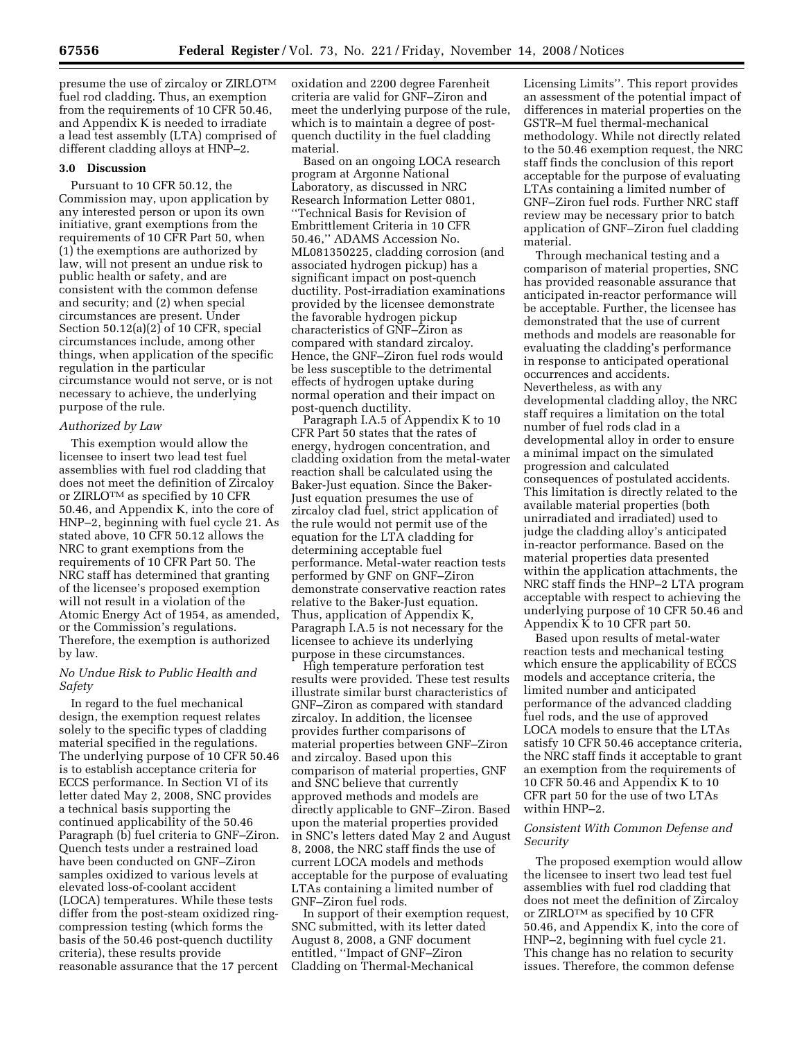presume the use of zircaloy or ZIRLO™ fuel rod cladding. Thus, an exemption from the requirements of 10 CFR 50.46, and Appendix K is needed to irradiate a lead test assembly (LTA) comprised of different cladding alloys at HNP–2.

## 3.0 Discussion

Pursuant to 10 CFR 50.12, the Commission may, upon application by any interested person or upon its own initiative, grant exemptions from the requirements of 10 CFR Part 50, when (1) the exemptions are authorized by law, will not present an undue risk to public health or safety, and are consistent with the common defense and security; and (2) when special circumstances are present. Under Section 50.12(a)(2) of 10 CFR, special circumstances include, among other things, when application of the specific regulation in the particular circumstance would not serve, or is not necessary to achieve, the underlying purpose of the rule.

### *Authorized by Law*

This exemption would allow the licensee to insert two lead test fuel assemblies with fuel rod cladding that does not meet the definition of Zircaloy or ZIRLO™ as specified by 10 CFR 50.46, and Appendix K, into the core of HNP–2, beginning with fuel cycle 21. As stated above, 10 CFR 50.12 allows the NRC to grant exemptions from the requirements of 10 CFR Part 50. The NRC staff has determined that granting of the licensee's proposed exemption will not result in a violation of the Atomic Energy Act of 1954, as amended, or the Commission's regulations. Therefore, the exemption is authorized by law.

### *No Undue Risk to Public Health and Safety*

In regard to the fuel mechanical design, the exemption request relates solely to the specific types of cladding material specified in the regulations. The underlying purpose of 10 CFR 50.46 is to establish acceptance criteria for ECCS performance. In Section VI of its letter dated May 2, 2008, SNC provides a technical basis supporting the continued applicability of the 50.46 Paragraph (b) fuel criteria to GNF–Ziron. Quench tests under a restrained load have been conducted on GNF–Ziron samples oxidized to various levels at elevated loss-of-coolant accident (LOCA) temperatures. While these tests differ from the post-steam oxidized ring-compression testing (which forms the basis of the 50.46 post-quench ductility criteria), these results provide reasonable assurance that the 17 percent oxidation and 2200 degree Farenheit criteria are valid for GNF–Ziron and meet the underlying purpose of the rule, which is to maintain a degree of post-quench ductility in the fuel cladding material.

Based on an ongoing LOCA research program at Argonne National Laboratory, as discussed in NRC Research Information Letter 0801, ''Technical Basis for Revision of Embrittlement Criteria in 10 CFR 50.46,'' ADAMS Accession No. ML081350225, cladding corrosion (and associated hydrogen pickup) has a significant impact on post-quench ductility. Post-irradiation examinations provided by the licensee demonstrate the favorable hydrogen pickup characteristics of GNF–Ziron as compared with standard zircaloy. Hence, the GNF–Ziron fuel rods would be less susceptible to the detrimental effects of hydrogen uptake during normal operation and their impact on post-quench ductility.

Paragraph I.A.5 of Appendix K to 10 CFR Part 50 states that the rates of energy, hydrogen concentration, and cladding oxidation from the metal-water reaction shall be calculated using the Baker-Just equation. Since the Baker-Just equation presumes the use of zircaloy clad fuel, strict application of the rule would not permit use of the equation for the LTA cladding for determining acceptable fuel performance. Metal-water reaction tests performed by GNF on GNF–Ziron demonstrate conservative reaction rates relative to the Baker-Just equation. Thus, application of Appendix K, Paragraph I.A.5 is not necessary for the licensee to achieve its underlying purpose in these circumstances.

High temperature perforation test results were provided. These test results illustrate similar burst characteristics of GNF–Ziron as compared with standard zircaloy. In addition, the licensee provides further comparisons of material properties between GNF–Ziron and zircaloy. Based upon this comparison of material properties, GNF and SNC believe that currently approved methods and models are directly applicable to GNF–Ziron. Based upon the material properties provided in SNC's letters dated May 2 and August 8, 2008, the NRC staff finds the use of current LOCA models and methods acceptable for the purpose of evaluating LTAs containing a limited number of GNF–Ziron fuel rods.

In support of their exemption request, SNC submitted, with its letter dated August 8, 2008, a GNF document entitled, ''Impact of GNF–Ziron Cladding on Thermal-Mechanical Licensing Limits''. This report provides an assessment of the potential impact of differences in material properties on the GSTR–M fuel thermal-mechanical methodology. While not directly related to the 50.46 exemption request, the NRC staff finds the conclusion of this report acceptable for the purpose of evaluating LTAs containing a limited number of GNF–Ziron fuel rods. Further NRC staff review may be necessary prior to batch application of GNF–Ziron fuel cladding material.

Through mechanical testing and a comparison of material properties, SNC has provided reasonable assurance that anticipated in-reactor performance will be acceptable. Further, the licensee has demonstrated that the use of current methods and models are reasonable for evaluating the cladding's performance in response to anticipated operational occurrences and accidents. Nevertheless, as with any developmental cladding alloy, the NRC staff requires a limitation on the total number of fuel rods clad in a developmental alloy in order to ensure a minimal impact on the simulated progression and calculated consequences of postulated accidents. This limitation is directly related to the available material properties (both unirradiated and irradiated) used to judge the cladding alloy's anticipated in-reactor performance. Based on the material properties data presented within the application attachments, the NRC staff finds the HNP–2 LTA program acceptable with respect to achieving the underlying purpose of 10 CFR 50.46 and Appendix K to 10 CFR part 50.

Based upon results of metal-water reaction tests and mechanical testing which ensure the applicability of ECCS models and acceptance criteria, the limited number and anticipated performance of the advanced cladding fuel rods, and the use of approved LOCA models to ensure that the LTAs satisfy 10 CFR 50.46 acceptance criteria, the NRC staff finds it acceptable to grant an exemption from the requirements of 10 CFR 50.46 and Appendix K to 10 CFR part 50 for the use of two LTAs within HNP–2.

### *Consistent With Common Defense and Security*

The proposed exemption would allow the licensee to insert two lead test fuel assemblies with fuel rod cladding that does not meet the definition of Zircaloy or ZIRLO™ as specified by 10 CFR 50.46, and Appendix K, into the core of HNP–2, beginning with fuel cycle 21. This change has no relation to security issues. Therefore, the common defense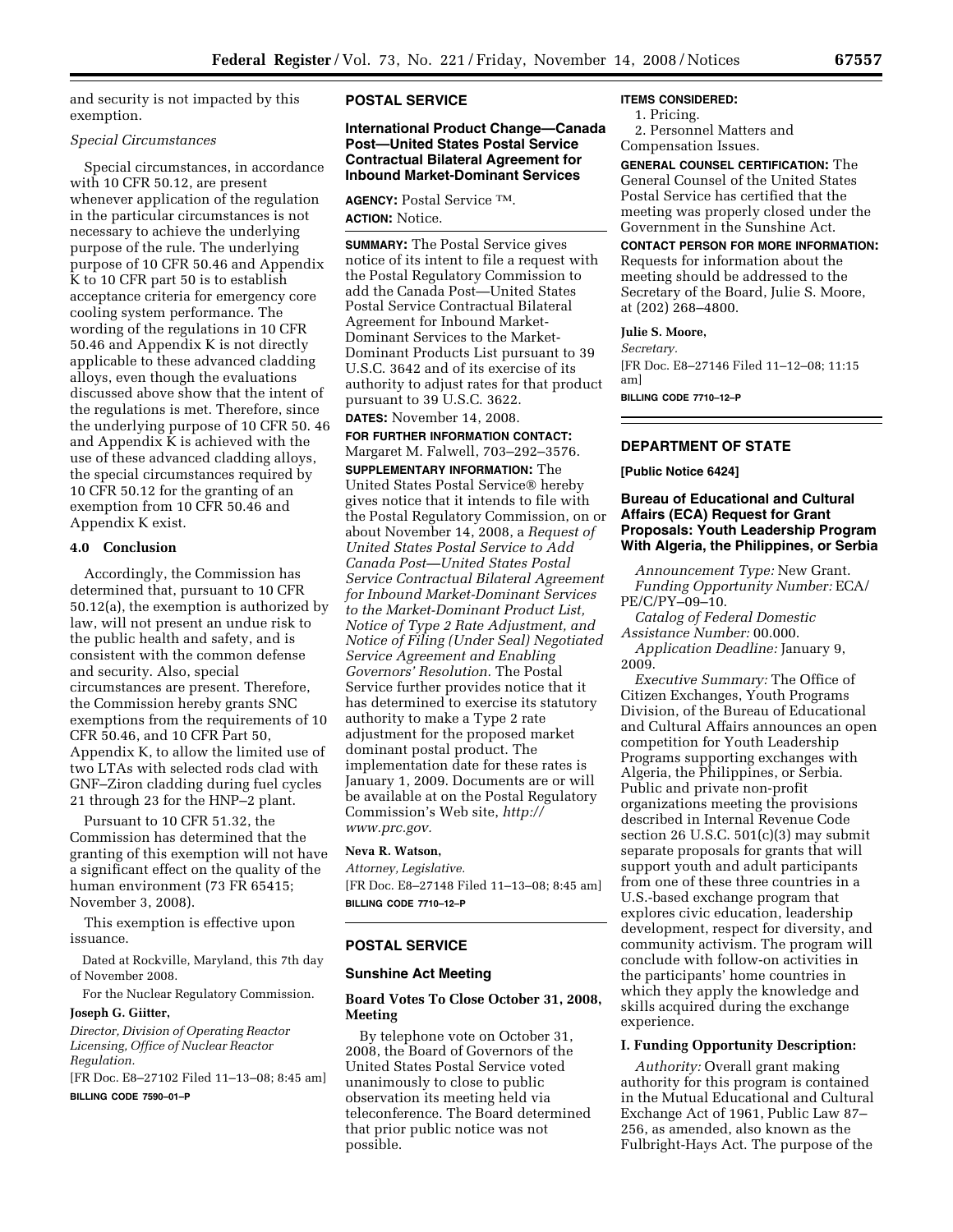and security is not impacted by this exemption.

*Special Circumstances*

Special circumstances, in accordance with 10 CFR 50.12, are present whenever application of the regulation in the particular circumstances is not necessary to achieve the underlying purpose of the rule. The underlying purpose of 10 CFR 50.46 and Appendix K to 10 CFR part 50 is to establish acceptance criteria for emergency core cooling system performance. The wording of the regulations in 10 CFR 50.46 and Appendix K is not directly applicable to these advanced cladding alloys, even though the evaluations discussed above show that the intent of the regulations is met. Therefore, since the underlying purpose of 10 CFR 50. 46 and Appendix K is achieved with the use of these advanced cladding alloys, the special circumstances required by 10 CFR 50.12 for the granting of an exemption from 10 CFR 50.46 and Appendix K exist.

### 4.0 Conclusion

Accordingly, the Commission has determined that, pursuant to 10 CFR 50.12(a), the exemption is authorized by law, will not present an undue risk to the public health and safety, and is consistent with the common defense and security. Also, special circumstances are present. Therefore, the Commission hereby grants SNC exemptions from the requirements of 10 CFR 50.46, and 10 CFR Part 50, Appendix K, to allow the limited use of two LTAs with selected rods clad with GNF–Ziron cladding during fuel cycles 21 through 23 for the HNP–2 plant.

Pursuant to 10 CFR 51.32, the Commission has determined that the granting of this exemption will not have a significant effect on the quality of the human environment (73 FR 65415; November 3, 2008).

This exemption is effective upon issuance.

Dated at Rockville, Maryland, this 7th day of November 2008.

For the Nuclear Regulatory Commission.

**Joseph G. Giitter,**

*Director, Division of Operating Reactor Licensing, Office of Nuclear Reactor Regulation.*

[FR Doc. E8–27102 Filed 11–13–08; 8:45 am]

**BILLING CODE 7590–01–P**

## POSTAL SERVICE

### International Product Change—Canada Post—United States Postal Service Contractual Bilateral Agreement for Inbound Market-Dominant Services

**AGENCY:** Postal Service ™.

**ACTION:** Notice.

**SUMMARY:** The Postal Service gives notice of its intent to file a request with the Postal Regulatory Commission to add the Canada Post—United States Postal Service Contractual Bilateral Agreement for Inbound Market-Dominant Services to the Market-Dominant Products List pursuant to 39 U.S.C. 3642 and of its exercise of its authority to adjust rates for that product pursuant to 39 U.S.C. 3622.

**DATES:** November 14, 2008.

**FOR FURTHER INFORMATION CONTACT:** Margaret M. Falwell, 703–292–3576.

**SUPPLEMENTARY INFORMATION:** The United States Postal Service® hereby gives notice that it intends to file with the Postal Regulatory Commission, on or about November 14, 2008, a *Request of United States Postal Service to Add Canada Post—United States Postal Service Contractual Bilateral Agreement for Inbound Market-Dominant Services to the Market-Dominant Product List, Notice of Type 2 Rate Adjustment, and Notice of Filing (Under Seal) Negotiated Service Agreement and Enabling Governors' Resolution.* The Postal Service further provides notice that it has determined to exercise its statutory authority to make a Type 2 rate adjustment for the proposed market dominant postal product. The implementation date for these rates is January 1, 2009. Documents are or will be available at on the Postal Regulatory Commission's Web site, *http://www.prc.gov.*

**Neva R. Watson,**

*Attorney, Legislative.*

[FR Doc. E8–27148 Filed 11–13–08; 8:45 am]

**BILLING CODE 7710–12–P**

## POSTAL SERVICE

### Sunshine Act Meeting

#### Board Votes To Close October 31, 2008, Meeting

By telephone vote on October 31, 2008, the Board of Governors of the United States Postal Service voted unanimously to close to public observation its meeting held via teleconference. The Board determined that prior public notice was not possible.

**ITEMS CONSIDERED:**

1. Pricing.
2. Personnel Matters and Compensation Issues.

**GENERAL COUNSEL CERTIFICATION:** The General Counsel of the United States Postal Service has certified that the meeting was properly closed under the Government in the Sunshine Act.

**CONTACT PERSON FOR MORE INFORMATION:** Requests for information about the meeting should be addressed to the Secretary of the Board, Julie S. Moore, at (202) 268–4800.

**Julie S. Moore,**

*Secretary.*

[FR Doc. E8–27146 Filed 11–12–08; 11:15 am]

**BILLING CODE 7710–12–P**

## DEPARTMENT OF STATE

**[Public Notice 6424]**

### Bureau of Educational and Cultural Affairs (ECA) Request for Grant Proposals: Youth Leadership Program With Algeria, the Philippines, or Serbia

*Announcement Type:* New Grant.

*Funding Opportunity Number:* ECA/PE/C/PY–09–10.

*Catalog of Federal Domestic Assistance Number:* 00.000.

*Application Deadline:* January 9, 2009.

*Executive Summary:* The Office of Citizen Exchanges, Youth Programs Division, of the Bureau of Educational and Cultural Affairs announces an open competition for Youth Leadership Programs supporting exchanges with Algeria, the Philippines, or Serbia. Public and private non-profit organizations meeting the provisions described in Internal Revenue Code section 26 U.S.C. 501(c)(3) may submit separate proposals for grants that will support youth and adult participants from one of these three countries in a U.S.-based exchange program that explores civic education, leadership development, respect for diversity, and community activism. The program will conclude with follow-on activities in the participants' home countries in which they apply the knowledge and skills acquired during the exchange experience.

#### I. Funding Opportunity Description:

*Authority:* Overall grant making authority for this program is contained in the Mutual Educational and Cultural Exchange Act of 1961, Public Law 87–256, as amended, also known as the Fulbright-Hays Act. The purpose of the